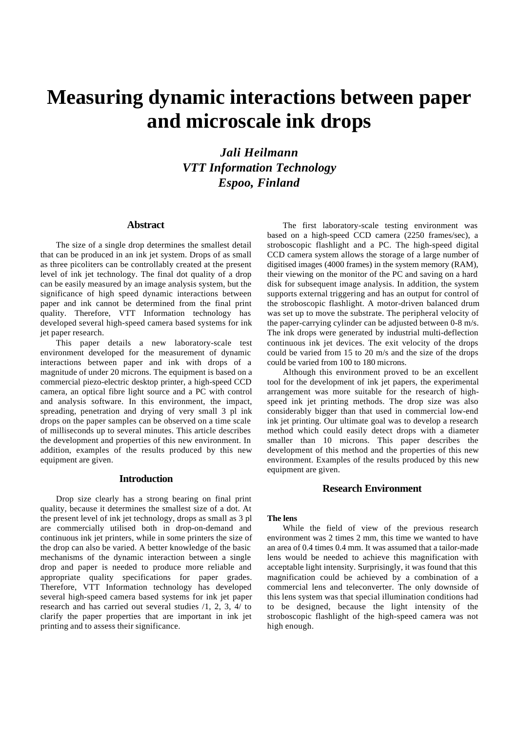# Measuring dynamic interactions between paper and microscale ink drops

***Jali Heilmann***
***VTT Information Technology***
***Espoo, Finland***

## Abstract

The size of a single drop determines the smallest detail that can be produced in an ink jet system. Drops of as small as three picoliters can be controllably created at the present level of ink jet technology. The final dot quality of a drop can be easily measured by an image analysis system, but the significance of high speed dynamic interactions between paper and ink cannot be determined from the final print quality. Therefore, VTT Information technology has developed several high-speed camera based systems for ink jet paper research.

This paper details a new laboratory-scale test environment developed for the measurement of dynamic interactions between paper and ink with drops of a magnitude of under 20 microns. The equipment is based on a commercial piezo-electric desktop printer, a high-speed CCD camera, an optical fibre light source and a PC with control and analysis software. In this environment, the impact, spreading, penetration and drying of very small 3 pl ink drops on the paper samples can be observed on a time scale of milliseconds up to several minutes. This article describes the development and properties of this new environment. In addition, examples of the results produced by this new equipment are given.

## Introduction

Drop size clearly has a strong bearing on final print quality, because it determines the smallest size of a dot. At the present level of ink jet technology, drops as small as 3 pl are commercially utilised both in drop-on-demand and continuous ink jet printers, while in some printers the size of the drop can also be varied. A better knowledge of the basic mechanisms of the dynamic interaction between a single drop and paper is needed to produce more reliable and appropriate quality specifications for paper grades. Therefore, VTT Information technology has developed several high-speed camera based systems for ink jet paper research and has carried out several studies /1, 2, 3, 4/ to clarify the paper properties that are important in ink jet printing and to assess their significance.

The first laboratory-scale testing environment was based on a high-speed CCD camera (2250 frames/sec), a stroboscopic flashlight and a PC. The high-speed digital CCD camera system allows the storage of a large number of digitised images (4000 frames) in the system memory (RAM), their viewing on the monitor of the PC and saving on a hard disk for subsequent image analysis. In addition, the system supports external triggering and has an output for control of the stroboscopic flashlight. A motor-driven balanced drum was set up to move the substrate. The peripheral velocity of the paper-carrying cylinder can be adjusted between 0-8 m/s. The ink drops were generated by industrial multi-deflection continuous ink jet devices. The exit velocity of the drops could be varied from 15 to 20 m/s and the size of the drops could be varied from 100 to 180 microns.

Although this environment proved to be an excellent tool for the development of ink jet papers, the experimental arrangement was more suitable for the research of high-speed ink jet printing methods. The drop size was also considerably bigger than that used in commercial low-end ink jet printing. Our ultimate goal was to develop a research method which could easily detect drops with a diameter smaller than 10 microns. This paper describes the development of this method and the properties of this new environment. Examples of the results produced by this new equipment are given.

## Research Environment

### The lens

While the field of view of the previous research environment was 2 times 2 mm, this time we wanted to have an area of 0.4 times 0.4 mm. It was assumed that a tailor-made lens would be needed to achieve this magnification with acceptable light intensity. Surprisingly, it was found that this magnification could be achieved by a combination of a commercial lens and teleconverter. The only downside of this lens system was that special illumination conditions had to be designed, because the light intensity of the stroboscopic flashlight of the high-speed camera was not high enough.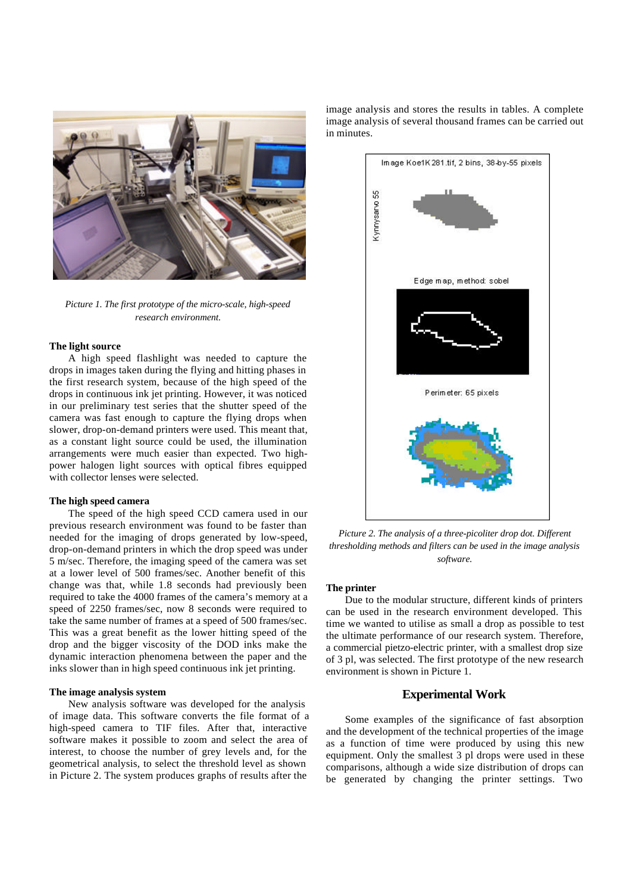*Picture 1. The first prototype of the micro-scale, high-speed research environment.*

### The light source

A high speed flashlight was needed to capture the drops in images taken during the flying and hitting phases in the first research system, because of the high speed of the drops in continuous ink jet printing. However, it was noticed in our preliminary test series that the shutter speed of the camera was fast enough to capture the flying drops when slower, drop-on-demand printers were used. This meant that, as a constant light source could be used, the illumination arrangements were much easier than expected. Two high-power halogen light sources with optical fibres equipped with collector lenses were selected.

### The high speed camera

The speed of the high speed CCD camera used in our previous research environment was found to be faster than needed for the imaging of drops generated by low-speed, drop-on-demand printers in which the drop speed was under 5 m/sec. Therefore, the imaging speed of the camera was set at a lower level of 500 frames/sec. Another benefit of this change was that, while 1.8 seconds had previously been required to take the 4000 frames of the camera's memory at a speed of 2250 frames/sec, now 8 seconds were required to take the same number of frames at a speed of 500 frames/sec. This was a great benefit as the lower hitting speed of the drop and the bigger viscosity of the DOD inks make the dynamic interaction phenomena between the paper and the inks slower than in high speed continuous ink jet printing.

### The image analysis system

New analysis software was developed for the analysis of image data. This software converts the file format of a high-speed camera to TIF files. After that, interactive software makes it possible to zoom and select the area of interest, to choose the number of grey levels and, for the geometrical analysis, to select the threshold level as shown in Picture 2. The system produces graphs of results after the image analysis and stores the results in tables. A complete image analysis of several thousand frames can be carried out in minutes.

*Picture 2. The analysis of a three-picoliter drop dot. Different thresholding methods and filters can be used in the image analysis software.*

### The printer

Due to the modular structure, different kinds of printers can be used in the research environment developed. This time we wanted to utilise as small a drop as possible to test the ultimate performance of our research system. Therefore, a commercial pietzo-electric printer, with a smallest drop size of 3 pl, was selected. The first prototype of the new research environment is shown in Picture 1.

## Experimental Work

Some examples of the significance of fast absorption and the development of the technical properties of the image as a function of time were produced by using this new equipment. Only the smallest 3 pl drops were used in these comparisons, although a wide size distribution of drops can be generated by changing the printer settings. Two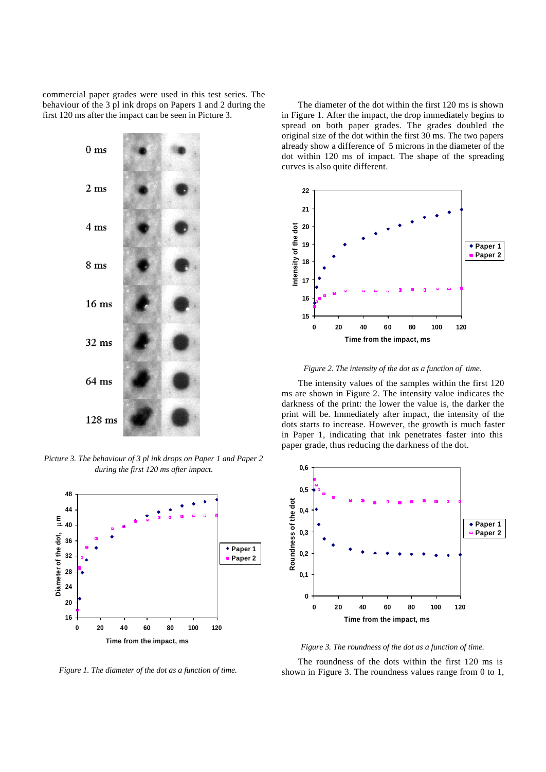commercial paper grades were used in this test series. The behaviour of the 3 pl ink drops on Papers 1 and 2 during the first 120 ms after the impact can be seen in Picture 3.

*Picture 3. The behaviour of 3 pl ink drops on Paper 1 and Paper 2 during the first 120 ms after impact.*

*Figure 1. The diameter of the dot as a function of time.*

The diameter of the dot within the first 120 ms is shown in Figure 1. After the impact, the drop immediately begins to spread on both paper grades. The grades doubled the original size of the dot within the first 30 ms. The two papers already show a difference of 5 microns in the diameter of the dot within 120 ms of impact. The shape of the spreading curves is also quite different.

*Figure 2. The intensity of the dot as a function of time.*

The intensity values of the samples within the first 120 ms are shown in Figure 2. The intensity value indicates the darkness of the print: the lower the value is, the darker the print will be. Immediately after impact, the intensity of the dots starts to increase. However, the growth is much faster in Paper 1, indicating that ink penetrates faster into this paper grade, thus reducing the darkness of the dot.

*Figure 3. The roundness of the dot as a function of time.*

The roundness of the dots within the first 120 ms is shown in Figure 3. The roundness values range from 0 to 1,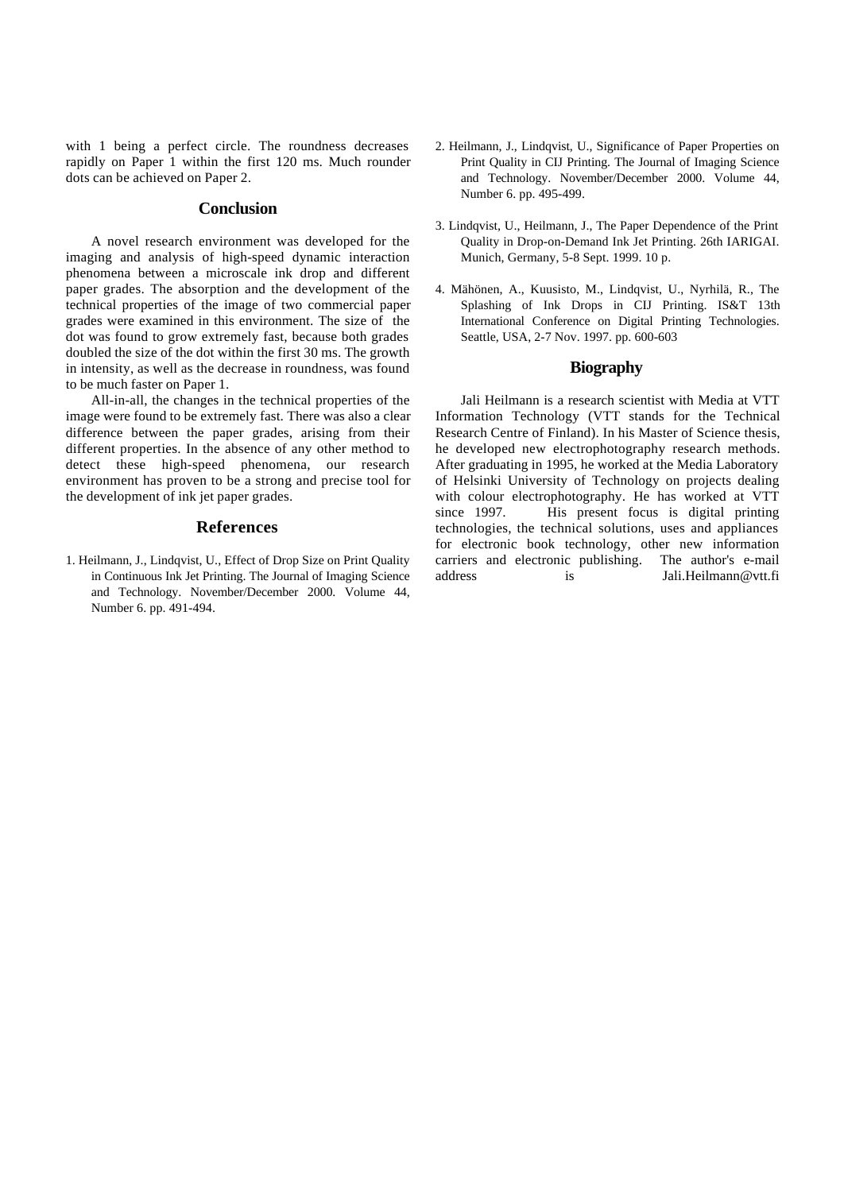with 1 being a perfect circle. The roundness decreases rapidly on Paper 1 within the first 120 ms. Much rounder dots can be achieved on Paper 2.

## Conclusion

A novel research environment was developed for the imaging and analysis of high-speed dynamic interaction phenomena between a microscale ink drop and different paper grades. The absorption and the development of the technical properties of the image of two commercial paper grades were examined in this environment. The size of the dot was found to grow extremely fast, because both grades doubled the size of the dot within the first 30 ms. The growth in intensity, as well as the decrease in roundness, was found to be much faster on Paper 1.

All-in-all, the changes in the technical properties of the image were found to be extremely fast. There was also a clear difference between the paper grades, arising from their different properties. In the absence of any other method to detect these high-speed phenomena, our research environment has proven to be a strong and precise tool for the development of ink jet paper grades.

## References

1. Heilmann, J., Lindqvist, U., Effect of Drop Size on Print Quality in Continuous Ink Jet Printing. The Journal of Imaging Science and Technology. November/December 2000. Volume 44, Number 6. pp. 491-494.
2. Heilmann, J., Lindqvist, U., Significance of Paper Properties on Print Quality in CIJ Printing. The Journal of Imaging Science and Technology. November/December 2000. Volume 44, Number 6. pp. 495-499.
3. Lindqvist, U., Heilmann, J., The Paper Dependence of the Print Quality in Drop-on-Demand Ink Jet Printing. 26th IARIGAI. Munich, Germany, 5-8 Sept. 1999. 10 p.
4. Mähönen, A., Kuusisto, M., Lindqvist, U., Nyrhilä, R., The Splashing of Ink Drops in CIJ Printing. IS&T 13th International Conference on Digital Printing Technologies. Seattle, USA, 2-7 Nov. 1997. pp. 600-603

## Biography

Jali Heilmann is a research scientist with Media at VTT Information Technology (VTT stands for the Technical Research Centre of Finland). In his Master of Science thesis, he developed new electrophotography research methods. After graduating in 1995, he worked at the Media Laboratory of Helsinki University of Technology on projects dealing with colour electrophotography. He has worked at VTT since 1997. His present focus is digital printing technologies, the technical solutions, uses and appliances for electronic book technology, other new information carriers and electronic publishing. The author's e-mail address is Jali.Heilmann@vtt.fi